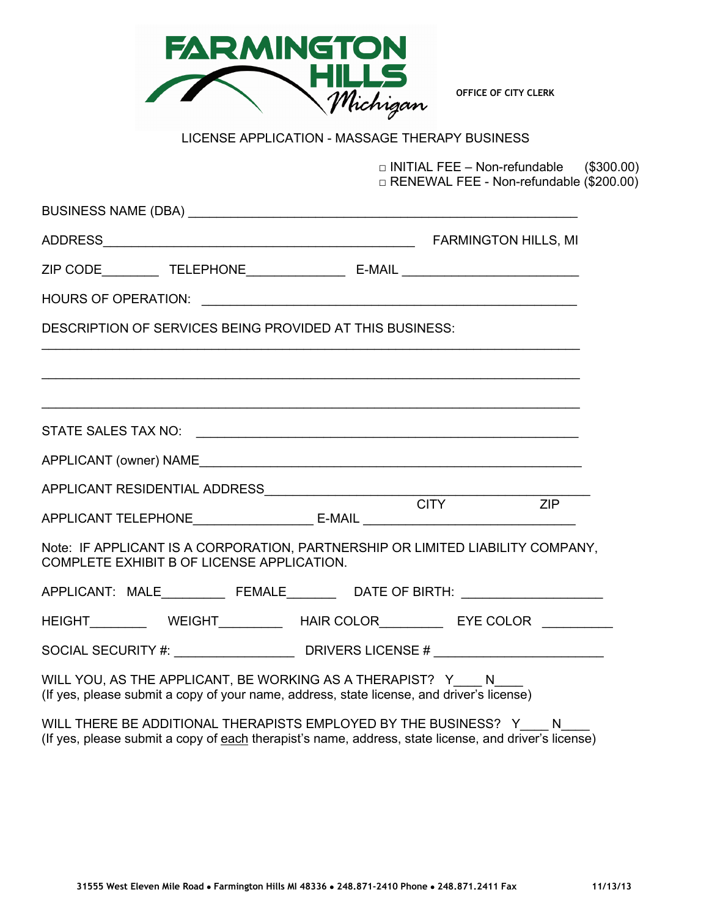FARMINGTON HILLS Michigan

OFFICE OF CITY CLERK

# LICENSE APPLICATION - MASSAGE THERAPY BUSINESS

□ INITIAL FEE – Non-refundable ($300.00)
□ RENEWAL FEE - Non-refundable ($200.00)

BUSINESS NAME (DBA) ______________________________________________________

ADDRESS_____________________________________________ FARMINGTON HILLS, MI

ZIP CODE________ TELEPHONE______________ E-MAIL _________________________

HOURS OF OPERATION: ______________________________________________________

DESCRIPTION OF SERVICES BEING PROVIDED AT THIS BUSINESS:

_______________________________________________________________________________

_______________________________________________________________________________

_______________________________________________________________________________

STATE SALES TAX NO: ______________________________________________________

APPLICANT (owner) NAME______________________________________________________

APPLICANT RESIDENTIAL ADDRESS_____________________________________________
CITY ZIP

APPLICANT TELEPHONE_________________ E-MAIL ____________________________

Note: IF APPLICANT IS A CORPORATION, PARTNERSHIP OR LIMITED LIABILITY COMPANY, COMPLETE EXHIBIT B OF LICENSE APPLICATION.

APPLICANT: MALE_________ FEMALE_______ DATE OF BIRTH: ___________________

HEIGHT________ WEIGHT_________ HAIR COLOR_________ EYE COLOR __________

SOCIAL SECURITY #: _________________ DRIVERS LICENSE # _______________________

WILL YOU, AS THE APPLICANT, BE WORKING AS A THERAPIST? Y____ N____
(If yes, please submit a copy of your name, address, state license, and driver's license)

WILL THERE BE ADDITIONAL THERAPISTS EMPLOYED BY THE BUSINESS? Y____ N____
(If yes, please submit a copy of each therapist's name, address, state license, and driver's license)

31555 West Eleven Mile Road • Farmington Hills MI 48336 • 248.871-2410 Phone • 248.871.2411 Fax 11/13/13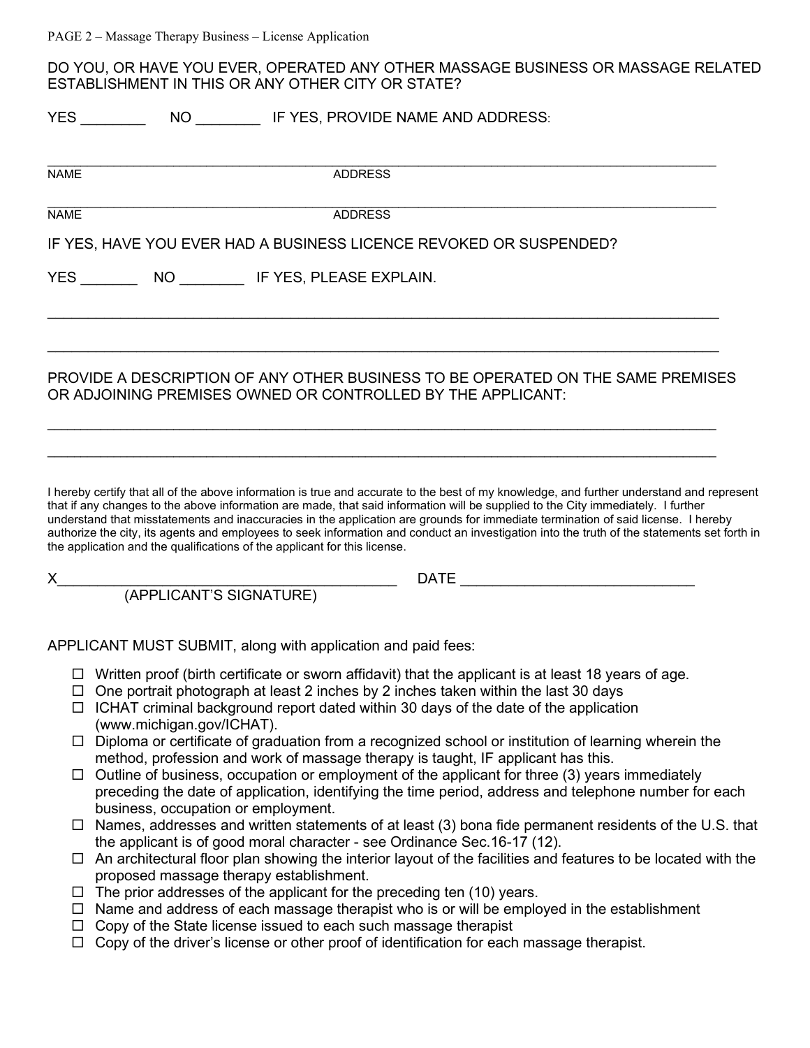DO YOU, OR HAVE YOU EVER, OPERATED ANY OTHER MASSAGE BUSINESS OR MASSAGE RELATED ESTABLISHMENT IN THIS OR ANY OTHER CITY OR STATE?

YES ________ NO ________ IF YES, PROVIDE NAME AND ADDRESS:

______________________________________________________________________________________
NAME ADDRESS

______________________________________________________________________________________
NAME ADDRESS

IF YES, HAVE YOU EVER HAD A BUSINESS LICENCE REVOKED OR SUSPENDED?

YES _______ NO ________ IF YES, PLEASE EXPLAIN.

______________________________________________________________________________________

______________________________________________________________________________________

PROVIDE A DESCRIPTION OF ANY OTHER BUSINESS TO BE OPERATED ON THE SAME PREMISES OR ADJOINING PREMISES OWNED OR CONTROLLED BY THE APPLICANT:

______________________________________________________________________________________

______________________________________________________________________________________

I hereby certify that all of the above information is true and accurate to the best of my knowledge, and further understand and represent that if any changes to the above information are made, that said information will be supplied to the City immediately. I further understand that misstatements and inaccuracies in the application are grounds for immediate termination of said license. I hereby authorize the city, its agents and employees to seek information and conduct an investigation into the truth of the statements set forth in the application and the qualifications of the applicant for this license.

X__________________________________________ DATE ____________________________
(APPLICANT'S SIGNATURE)

APPLICANT MUST SUBMIT, along with application and paid fees:

- ☐ Written proof (birth certificate or sworn affidavit) that the applicant is at least 18 years of age.
- ☐ One portrait photograph at least 2 inches by 2 inches taken within the last 30 days
- ☐ ICHAT criminal background report dated within 30 days of the date of the application (www.michigan.gov/ICHAT).
- ☐ Diploma or certificate of graduation from a recognized school or institution of learning wherein the method, profession and work of massage therapy is taught, IF applicant has this.
- ☐ Outline of business, occupation or employment of the applicant for three (3) years immediately preceding the date of application, identifying the time period, address and telephone number for each business, occupation or employment.
- ☐ Names, addresses and written statements of at least (3) bona fide permanent residents of the U.S. that the applicant is of good moral character - see Ordinance Sec.16-17 (12).
- ☐ An architectural floor plan showing the interior layout of the facilities and features to be located with the proposed massage therapy establishment.
- ☐ The prior addresses of the applicant for the preceding ten (10) years.
- ☐ Name and address of each massage therapist who is or will be employed in the establishment
- ☐ Copy of the State license issued to each such massage therapist
- ☐ Copy of the driver's license or other proof of identification for each massage therapist.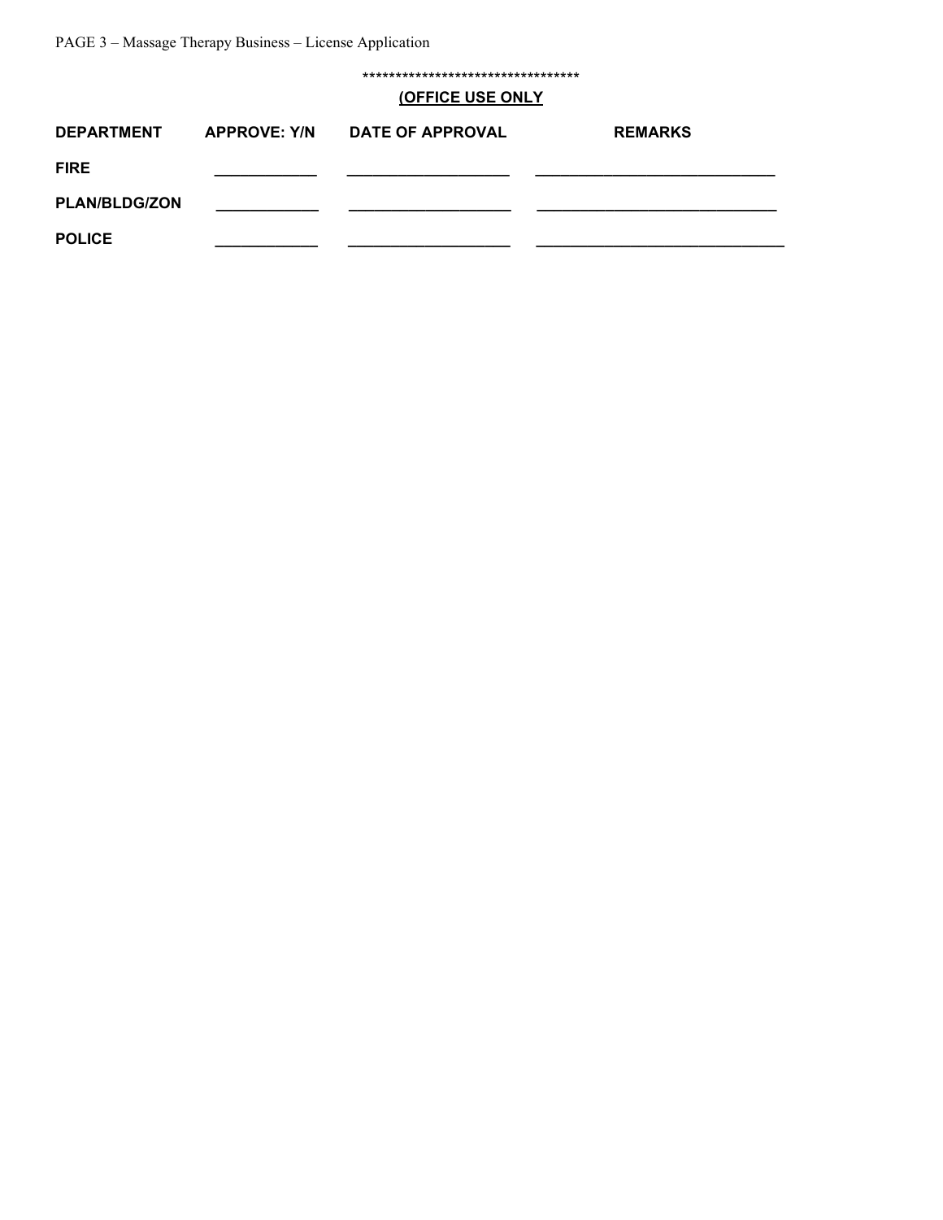*********************************

**(OFFICE USE ONLY**

| DEPARTMENT | APPROVE: Y/N | DATE OF APPROVAL | REMARKS |
|---|---|---|---|
| FIRE | ____________ | ___________________ | ____________________________ |
| PLAN/BLDG/ZON | ____________ | ___________________ | ____________________________ |
| POLICE | ____________ | ___________________ | _____________________________ |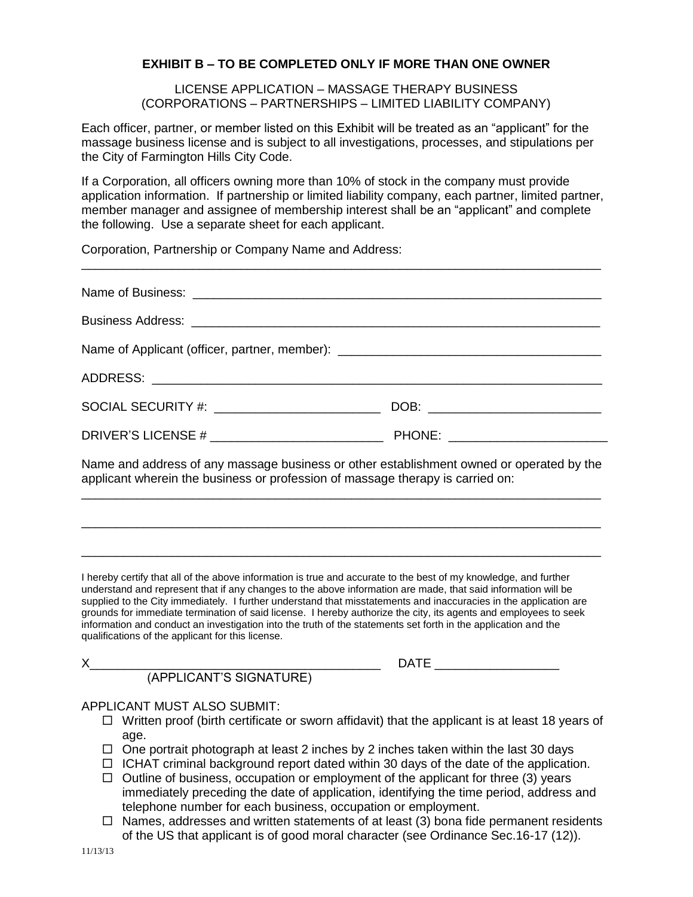**EXHIBIT B – TO BE COMPLETED ONLY IF MORE THAN ONE OWNER**

LICENSE APPLICATION – MASSAGE THERAPY BUSINESS
(CORPORATIONS – PARTNERSHIPS – LIMITED LIABILITY COMPANY)

Each officer, partner, or member listed on this Exhibit will be treated as an "applicant" for the massage business license and is subject to all investigations, processes, and stipulations per the City of Farmington Hills City Code.

If a Corporation, all officers owning more than 10% of stock in the company must provide application information. If partnership or limited liability company, each partner, limited partner, member manager and assignee of membership interest shall be an "applicant" and complete the following. Use a separate sheet for each applicant.

Corporation, Partnership or Company Name and Address:

\_\_\_\_\_\_\_\_\_\_\_\_\_\_\_\_\_\_\_\_\_\_\_\_\_\_\_\_\_\_\_\_\_\_\_\_\_\_\_\_\_\_\_\_\_\_\_\_\_\_\_\_\_\_\_\_\_\_\_\_\_\_\_\_\_\_\_\_\_\_\_\_

Name of Business: \_\_\_\_\_\_\_\_\_\_\_\_\_\_\_\_\_\_\_\_\_\_\_\_\_\_\_\_\_\_\_\_\_\_\_\_\_\_\_\_\_\_\_\_\_\_\_\_\_\_\_\_\_\_\_\_

Business Address: \_\_\_\_\_\_\_\_\_\_\_\_\_\_\_\_\_\_\_\_\_\_\_\_\_\_\_\_\_\_\_\_\_\_\_\_\_\_\_\_\_\_\_\_\_\_\_\_\_\_\_\_\_\_\_\_

Name of Applicant (officer, partner, member): \_\_\_\_\_\_\_\_\_\_\_\_\_\_\_\_\_\_\_\_\_\_\_\_\_\_\_\_\_\_\_\_\_\_\_\_

ADDRESS: \_\_\_\_\_\_\_\_\_\_\_\_\_\_\_\_\_\_\_\_\_\_\_\_\_\_\_\_\_\_\_\_\_\_\_\_\_\_\_\_\_\_\_\_\_\_\_\_\_\_\_\_\_\_\_\_\_\_\_\_\_

SOCIAL SECURITY #: \_\_\_\_\_\_\_\_\_\_\_\_\_\_\_\_\_\_\_\_\_\_\_\_ DOB: \_\_\_\_\_\_\_\_\_\_\_\_\_\_\_\_\_\_\_\_\_\_\_\_

DRIVER'S LICENSE # \_\_\_\_\_\_\_\_\_\_\_\_\_\_\_\_\_\_\_\_\_\_\_\_\_ PHONE: \_\_\_\_\_\_\_\_\_\_\_\_\_\_\_\_\_\_\_\_\_\_

Name and address of any massage business or other establishment owned or operated by the applicant wherein the business or profession of massage therapy is carried on:

\_\_\_\_\_\_\_\_\_\_\_\_\_\_\_\_\_\_\_\_\_\_\_\_\_\_\_\_\_\_\_\_\_\_\_\_\_\_\_\_\_\_\_\_\_\_\_\_\_\_\_\_\_\_\_\_\_\_\_\_\_\_\_\_\_\_\_\_\_\_\_\_

\_\_\_\_\_\_\_\_\_\_\_\_\_\_\_\_\_\_\_\_\_\_\_\_\_\_\_\_\_\_\_\_\_\_\_\_\_\_\_\_\_\_\_\_\_\_\_\_\_\_\_\_\_\_\_\_\_\_\_\_\_\_\_\_\_\_\_\_\_\_\_\_

\_\_\_\_\_\_\_\_\_\_\_\_\_\_\_\_\_\_\_\_\_\_\_\_\_\_\_\_\_\_\_\_\_\_\_\_\_\_\_\_\_\_\_\_\_\_\_\_\_\_\_\_\_\_\_\_\_\_\_\_\_\_\_\_\_\_\_\_\_\_\_\_

I hereby certify that all of the above information is true and accurate to the best of my knowledge, and further understand and represent that if any changes to the above information are made, that said information will be supplied to the City immediately. I further understand that misstatements and inaccuracies in the application are grounds for immediate termination of said license. I hereby authorize the city, its agents and employees to seek information and conduct an investigation into the truth of the statements set forth in the application and the qualifications of the applicant for this license.

X\_\_\_\_\_\_\_\_\_\_\_\_\_\_\_\_\_\_\_\_\_\_\_\_\_\_\_\_\_\_\_\_\_\_\_\_\_\_\_\_ DATE \_\_\_\_\_\_\_\_\_\_\_\_\_\_\_\_\_\_
(APPLICANT'S SIGNATURE)

APPLICANT MUST ALSO SUBMIT:

- ☐ Written proof (birth certificate or sworn affidavit) that the applicant is at least 18 years of age.
- ☐ One portrait photograph at least 2 inches by 2 inches taken within the last 30 days
- ☐ ICHAT criminal background report dated within 30 days of the date of the application.
- ☐ Outline of business, occupation or employment of the applicant for three (3) years immediately preceding the date of application, identifying the time period, address and telephone number for each business, occupation or employment.
- ☐ Names, addresses and written statements of at least (3) bona fide permanent residents of the US that applicant is of good moral character (see Ordinance Sec.16-17 (12)).

11/13/13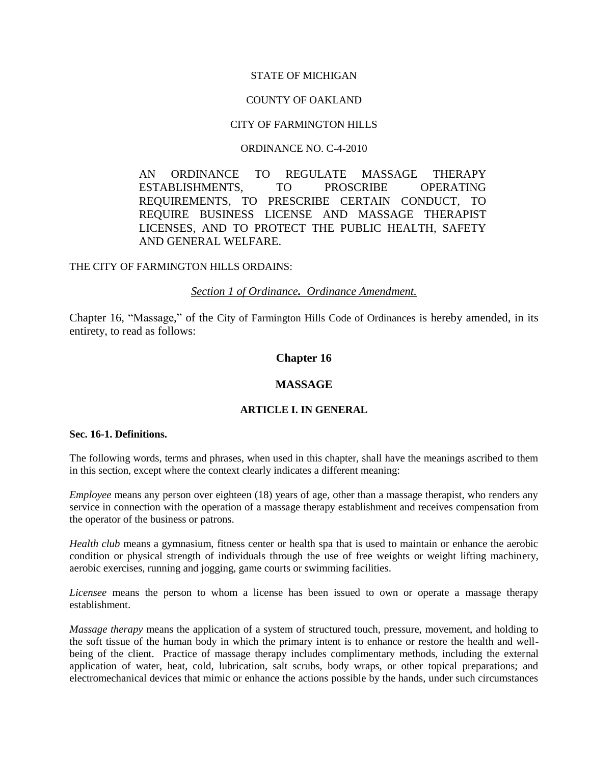STATE OF MICHIGAN

COUNTY OF OAKLAND

CITY OF FARMINGTON HILLS

ORDINANCE NO. C-4-2010

AN ORDINANCE TO REGULATE MASSAGE THERAPY ESTABLISHMENTS, TO PROSCRIBE OPERATING REQUIREMENTS, TO PRESCRIBE CERTAIN CONDUCT, TO REQUIRE BUSINESS LICENSE AND MASSAGE THERAPIST LICENSES, AND TO PROTECT THE PUBLIC HEALTH, SAFETY AND GENERAL WELFARE.

THE CITY OF FARMINGTON HILLS ORDAINS:

*<u>Section 1 of Ordinance. Ordinance Amendment.</u>*

Chapter 16, "Massage," of the City of Farmington Hills Code of Ordinances is hereby amended, in its entirety, to read as follows:

# Chapter 16

# MASSAGE

## ARTICLE I. IN GENERAL

**Sec. 16-1. Definitions.**

The following words, terms and phrases, when used in this chapter, shall have the meanings ascribed to them in this section, except where the context clearly indicates a different meaning:

*Employee* means any person over eighteen (18) years of age, other than a massage therapist, who renders any service in connection with the operation of a massage therapy establishment and receives compensation from the operator of the business or patrons.

*Health club* means a gymnasium, fitness center or health spa that is used to maintain or enhance the aerobic condition or physical strength of individuals through the use of free weights or weight lifting machinery, aerobic exercises, running and jogging, game courts or swimming facilities.

*Licensee* means the person to whom a license has been issued to own or operate a massage therapy establishment.

*Massage therapy* means the application of a system of structured touch, pressure, movement, and holding to the soft tissue of the human body in which the primary intent is to enhance or restore the health and well-being of the client. Practice of massage therapy includes complimentary methods, including the external application of water, heat, cold, lubrication, salt scrubs, body wraps, or other topical preparations; and electromechanical devices that mimic or enhance the actions possible by the hands, under such circumstances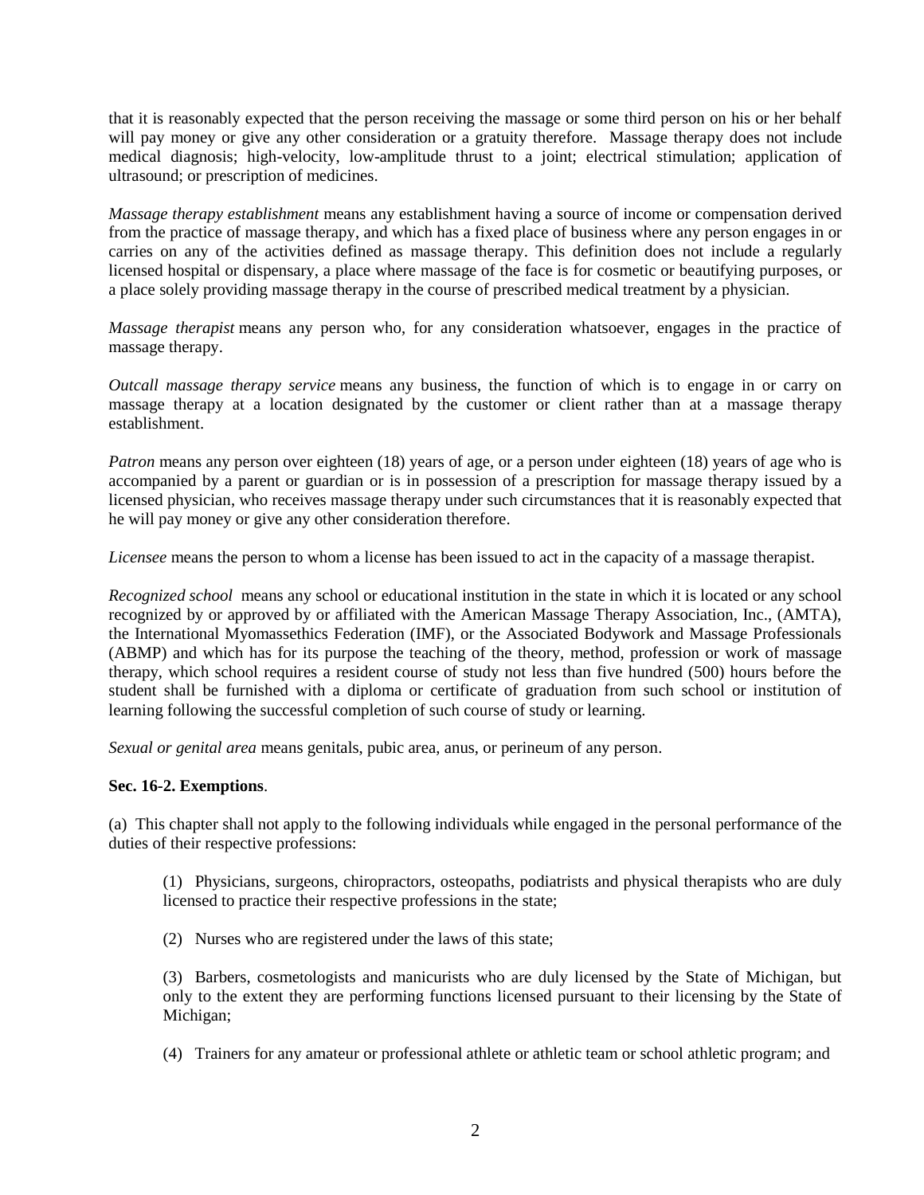that it is reasonably expected that the person receiving the massage or some third person on his or her behalf will pay money or give any other consideration or a gratuity therefore. Massage therapy does not include medical diagnosis; high-velocity, low-amplitude thrust to a joint; electrical stimulation; application of ultrasound; or prescription of medicines.

*Massage therapy establishment* means any establishment having a source of income or compensation derived from the practice of massage therapy, and which has a fixed place of business where any person engages in or carries on any of the activities defined as massage therapy. This definition does not include a regularly licensed hospital or dispensary, a place where massage of the face is for cosmetic or beautifying purposes, or a place solely providing massage therapy in the course of prescribed medical treatment by a physician.

*Massage therapist* means any person who, for any consideration whatsoever, engages in the practice of massage therapy.

*Outcall massage therapy service* means any business, the function of which is to engage in or carry on massage therapy at a location designated by the customer or client rather than at a massage therapy establishment.

*Patron* means any person over eighteen (18) years of age, or a person under eighteen (18) years of age who is accompanied by a parent or guardian or is in possession of a prescription for massage therapy issued by a licensed physician, who receives massage therapy under such circumstances that it is reasonably expected that he will pay money or give any other consideration therefore.

*Licensee* means the person to whom a license has been issued to act in the capacity of a massage therapist.

*Recognized school* means any school or educational institution in the state in which it is located or any school recognized by or approved by or affiliated with the American Massage Therapy Association, Inc., (AMTA), the International Myomassethics Federation (IMF), or the Associated Bodywork and Massage Professionals (ABMP) and which has for its purpose the teaching of the theory, method, profession or work of massage therapy, which school requires a resident course of study not less than five hundred (500) hours before the student shall be furnished with a diploma or certificate of graduation from such school or institution of learning following the successful completion of such course of study or learning.

*Sexual or genital area* means genitals, pubic area, anus, or perineum of any person.

**Sec. 16-2. Exemptions**.

(a) This chapter shall not apply to the following individuals while engaged in the personal performance of the duties of their respective professions:

(1) Physicians, surgeons, chiropractors, osteopaths, podiatrists and physical therapists who are duly licensed to practice their respective professions in the state;

(2) Nurses who are registered under the laws of this state;

(3) Barbers, cosmetologists and manicurists who are duly licensed by the State of Michigan, but only to the extent they are performing functions licensed pursuant to their licensing by the State of Michigan;

(4) Trainers for any amateur or professional athlete or athletic team or school athletic program; and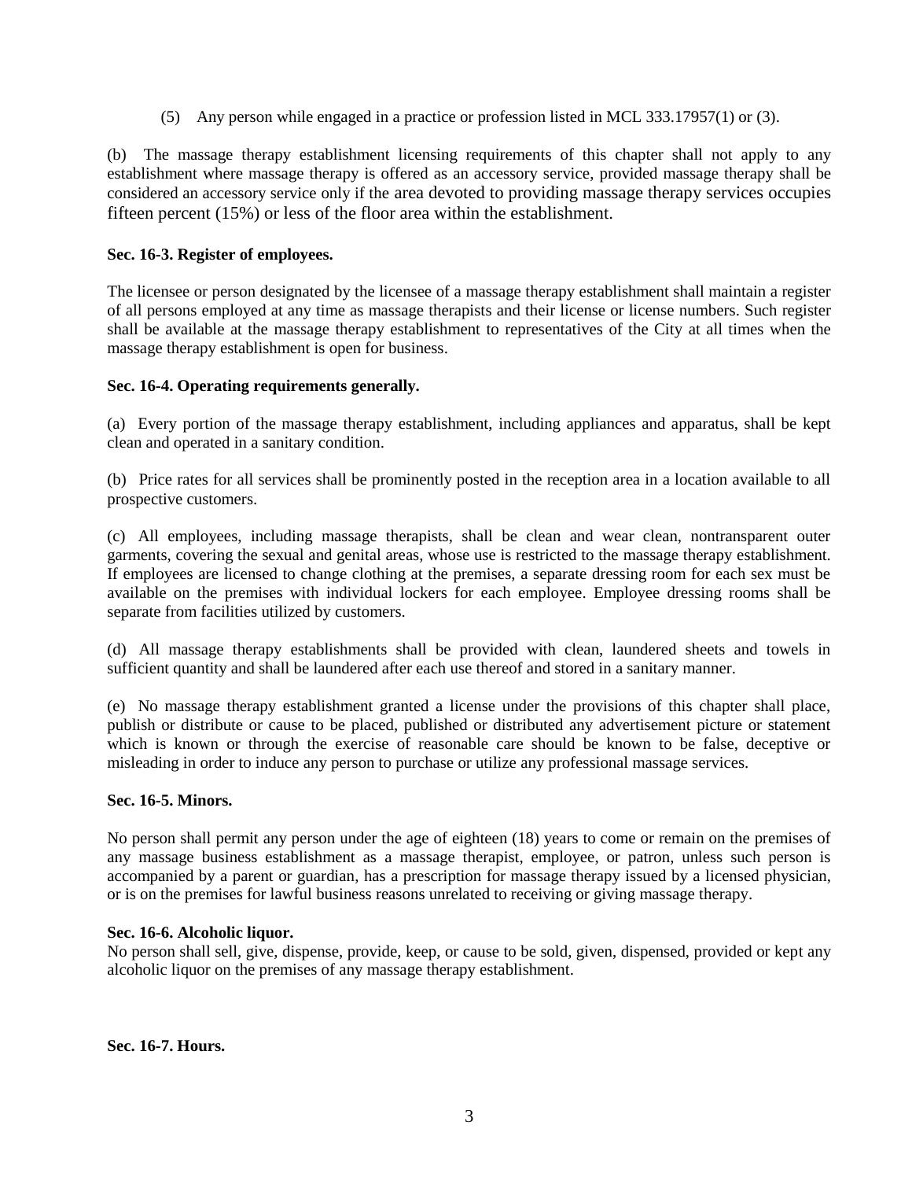(5) Any person while engaged in a practice or profession listed in MCL 333.17957(1) or (3).

(b) The massage therapy establishment licensing requirements of this chapter shall not apply to any establishment where massage therapy is offered as an accessory service, provided massage therapy shall be considered an accessory service only if the area devoted to providing massage therapy services occupies fifteen percent (15%) or less of the floor area within the establishment.

**Sec. 16-3. Register of employees.**

The licensee or person designated by the licensee of a massage therapy establishment shall maintain a register of all persons employed at any time as massage therapists and their license or license numbers. Such register shall be available at the massage therapy establishment to representatives of the City at all times when the massage therapy establishment is open for business.

**Sec. 16-4. Operating requirements generally.**

(a) Every portion of the massage therapy establishment, including appliances and apparatus, shall be kept clean and operated in a sanitary condition.

(b) Price rates for all services shall be prominently posted in the reception area in a location available to all prospective customers.

(c) All employees, including massage therapists, shall be clean and wear clean, nontransparent outer garments, covering the sexual and genital areas, whose use is restricted to the massage therapy establishment. If employees are licensed to change clothing at the premises, a separate dressing room for each sex must be available on the premises with individual lockers for each employee. Employee dressing rooms shall be separate from facilities utilized by customers.

(d) All massage therapy establishments shall be provided with clean, laundered sheets and towels in sufficient quantity and shall be laundered after each use thereof and stored in a sanitary manner.

(e) No massage therapy establishment granted a license under the provisions of this chapter shall place, publish or distribute or cause to be placed, published or distributed any advertisement picture or statement which is known or through the exercise of reasonable care should be known to be false, deceptive or misleading in order to induce any person to purchase or utilize any professional massage services.

**Sec. 16-5. Minors.**

No person shall permit any person under the age of eighteen (18) years to come or remain on the premises of any massage business establishment as a massage therapist, employee, or patron, unless such person is accompanied by a parent or guardian, has a prescription for massage therapy issued by a licensed physician, or is on the premises for lawful business reasons unrelated to receiving or giving massage therapy.

**Sec. 16-6. Alcoholic liquor.**

No person shall sell, give, dispense, provide, keep, or cause to be sold, given, dispensed, provided or kept any alcoholic liquor on the premises of any massage therapy establishment.

**Sec. 16-7. Hours.**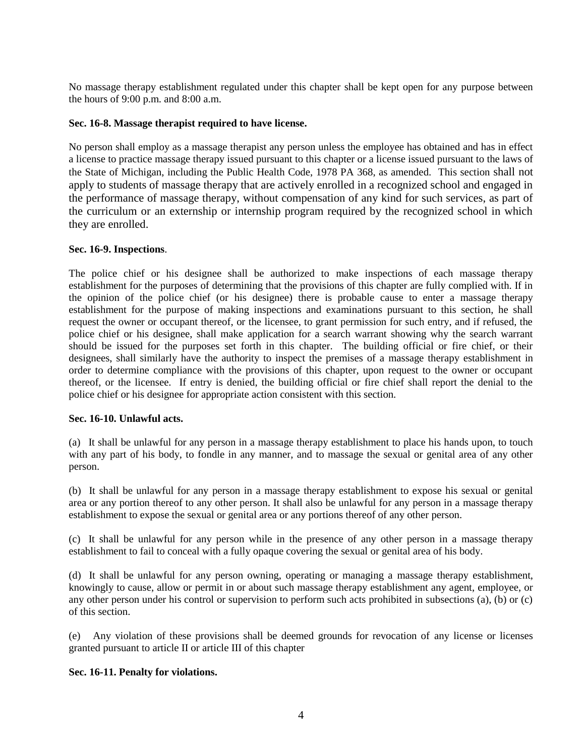No massage therapy establishment regulated under this chapter shall be kept open for any purpose between the hours of 9:00 p.m. and 8:00 a.m.

**Sec. 16-8. Massage therapist required to have license.**

No person shall employ as a massage therapist any person unless the employee has obtained and has in effect a license to practice massage therapy issued pursuant to this chapter or a license issued pursuant to the laws of the State of Michigan, including the Public Health Code, 1978 PA 368, as amended. This section shall not apply to students of massage therapy that are actively enrolled in a recognized school and engaged in the performance of massage therapy, without compensation of any kind for such services, as part of the curriculum or an externship or internship program required by the recognized school in which they are enrolled.

**Sec. 16-9. Inspections**.

The police chief or his designee shall be authorized to make inspections of each massage therapy establishment for the purposes of determining that the provisions of this chapter are fully complied with. If in the opinion of the police chief (or his designee) there is probable cause to enter a massage therapy establishment for the purpose of making inspections and examinations pursuant to this section, he shall request the owner or occupant thereof, or the licensee, to grant permission for such entry, and if refused, the police chief or his designee, shall make application for a search warrant showing why the search warrant should be issued for the purposes set forth in this chapter. The building official or fire chief, or their designees, shall similarly have the authority to inspect the premises of a massage therapy establishment in order to determine compliance with the provisions of this chapter, upon request to the owner or occupant thereof, or the licensee. If entry is denied, the building official or fire chief shall report the denial to the police chief or his designee for appropriate action consistent with this section.

**Sec. 16-10. Unlawful acts.**

(a) It shall be unlawful for any person in a massage therapy establishment to place his hands upon, to touch with any part of his body, to fondle in any manner, and to massage the sexual or genital area of any other person.

(b) It shall be unlawful for any person in a massage therapy establishment to expose his sexual or genital area or any portion thereof to any other person. It shall also be unlawful for any person in a massage therapy establishment to expose the sexual or genital area or any portions thereof of any other person.

(c) It shall be unlawful for any person while in the presence of any other person in a massage therapy establishment to fail to conceal with a fully opaque covering the sexual or genital area of his body.

(d) It shall be unlawful for any person owning, operating or managing a massage therapy establishment, knowingly to cause, allow or permit in or about such massage therapy establishment any agent, employee, or any other person under his control or supervision to perform such acts prohibited in subsections (a), (b) or (c) of this section.

(e) Any violation of these provisions shall be deemed grounds for revocation of any license or licenses granted pursuant to article II or article III of this chapter

**Sec. 16-11. Penalty for violations.**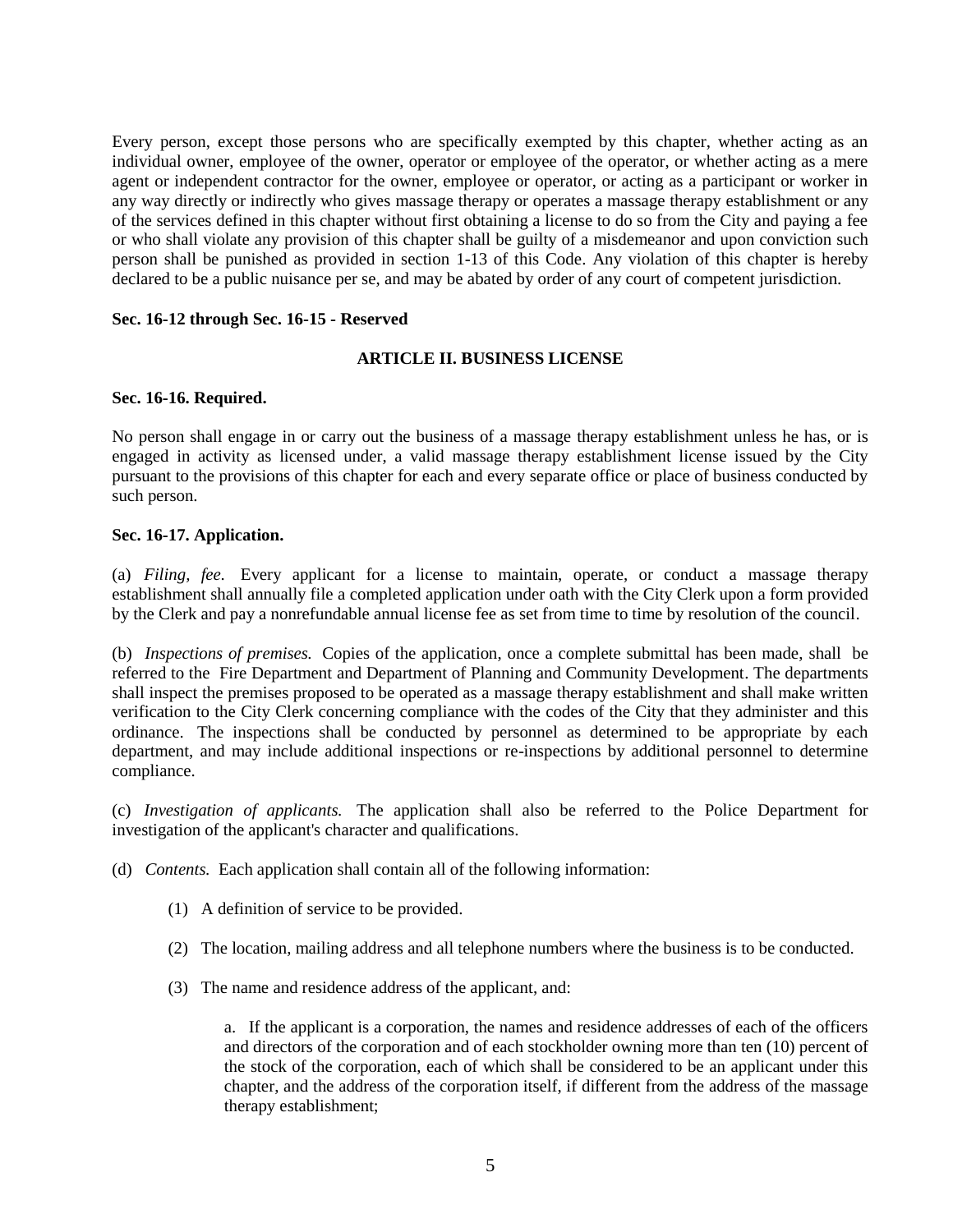Every person, except those persons who are specifically exempted by this chapter, whether acting as an individual owner, employee of the owner, operator or employee of the operator, or whether acting as a mere agent or independent contractor for the owner, employee or operator, or acting as a participant or worker in any way directly or indirectly who gives massage therapy or operates a massage therapy establishment or any of the services defined in this chapter without first obtaining a license to do so from the City and paying a fee or who shall violate any provision of this chapter shall be guilty of a misdemeanor and upon conviction such person shall be punished as provided in section 1-13 of this Code. Any violation of this chapter is hereby declared to be a public nuisance per se, and may be abated by order of any court of competent jurisdiction.

**Sec. 16-12 through Sec. 16-15 - Reserved**

## ARTICLE II. BUSINESS LICENSE

**Sec. 16-16. Required.**

No person shall engage in or carry out the business of a massage therapy establishment unless he has, or is engaged in activity as licensed under, a valid massage therapy establishment license issued by the City pursuant to the provisions of this chapter for each and every separate office or place of business conducted by such person.

**Sec. 16-17. Application.**

(a) *Filing, fee.* Every applicant for a license to maintain, operate, or conduct a massage therapy establishment shall annually file a completed application under oath with the City Clerk upon a form provided by the Clerk and pay a nonrefundable annual license fee as set from time to time by resolution of the council.

(b) *Inspections of premises.* Copies of the application, once a complete submittal has been made, shall be referred to the Fire Department and Department of Planning and Community Development. The departments shall inspect the premises proposed to be operated as a massage therapy establishment and shall make written verification to the City Clerk concerning compliance with the codes of the City that they administer and this ordinance. The inspections shall be conducted by personnel as determined to be appropriate by each department, and may include additional inspections or re-inspections by additional personnel to determine compliance.

(c) *Investigation of applicants.* The application shall also be referred to the Police Department for investigation of the applicant's character and qualifications.

(d) *Contents.* Each application shall contain all of the following information:

(1) A definition of service to be provided.

(2) The location, mailing address and all telephone numbers where the business is to be conducted.

(3) The name and residence address of the applicant, and:

a. If the applicant is a corporation, the names and residence addresses of each of the officers and directors of the corporation and of each stockholder owning more than ten (10) percent of the stock of the corporation, each of which shall be considered to be an applicant under this chapter, and the address of the corporation itself, if different from the address of the massage therapy establishment;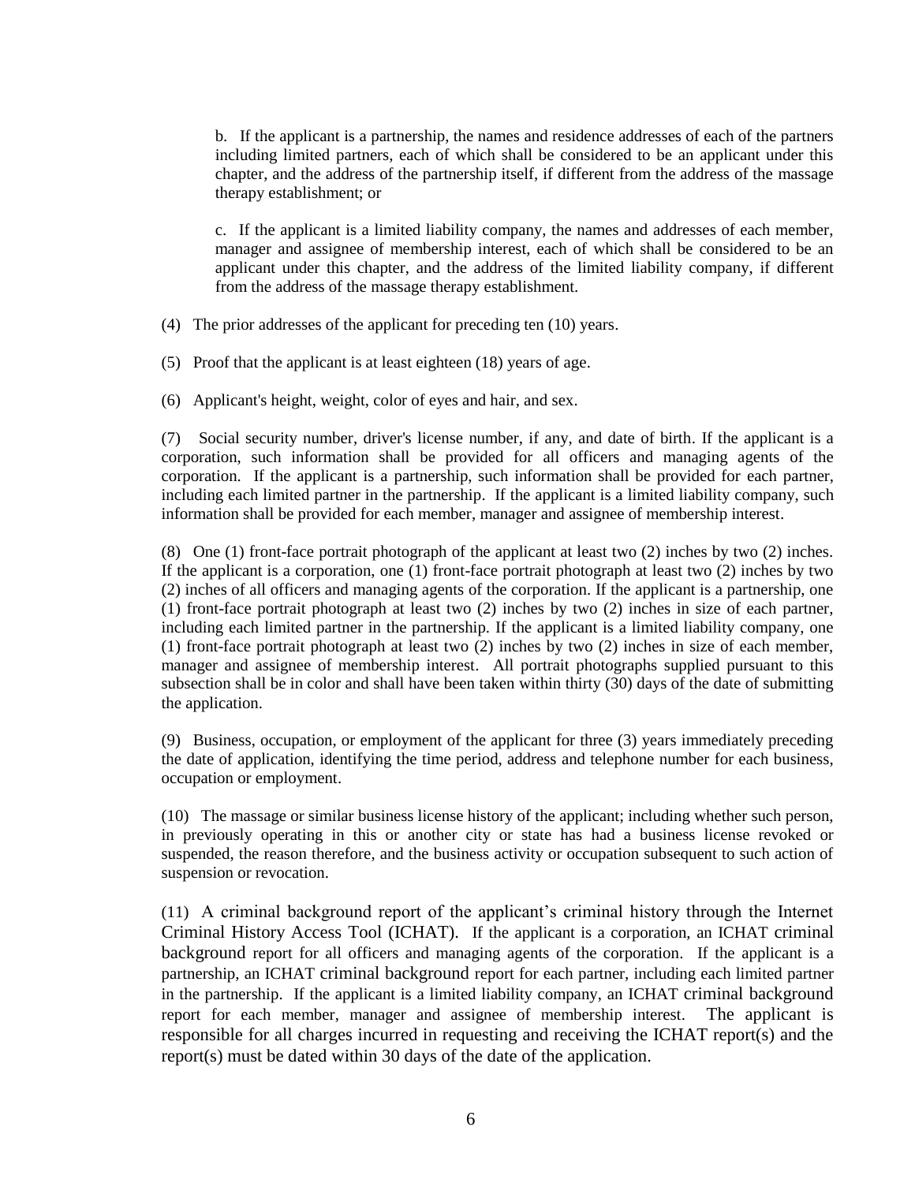b. If the applicant is a partnership, the names and residence addresses of each of the partners including limited partners, each of which shall be considered to be an applicant under this chapter, and the address of the partnership itself, if different from the address of the massage therapy establishment; or

c. If the applicant is a limited liability company, the names and addresses of each member, manager and assignee of membership interest, each of which shall be considered to be an applicant under this chapter, and the address of the limited liability company, if different from the address of the massage therapy establishment.

(4) The prior addresses of the applicant for preceding ten (10) years.

(5) Proof that the applicant is at least eighteen (18) years of age.

(6) Applicant's height, weight, color of eyes and hair, and sex.

(7) Social security number, driver's license number, if any, and date of birth. If the applicant is a corporation, such information shall be provided for all officers and managing agents of the corporation. If the applicant is a partnership, such information shall be provided for each partner, including each limited partner in the partnership. If the applicant is a limited liability company, such information shall be provided for each member, manager and assignee of membership interest.

(8) One (1) front-face portrait photograph of the applicant at least two (2) inches by two (2) inches. If the applicant is a corporation, one (1) front-face portrait photograph at least two (2) inches by two (2) inches of all officers and managing agents of the corporation. If the applicant is a partnership, one (1) front-face portrait photograph at least two (2) inches by two (2) inches in size of each partner, including each limited partner in the partnership. If the applicant is a limited liability company, one (1) front-face portrait photograph at least two (2) inches by two (2) inches in size of each member, manager and assignee of membership interest. All portrait photographs supplied pursuant to this subsection shall be in color and shall have been taken within thirty (30) days of the date of submitting the application.

(9) Business, occupation, or employment of the applicant for three (3) years immediately preceding the date of application, identifying the time period, address and telephone number for each business, occupation or employment.

(10) The massage or similar business license history of the applicant; including whether such person, in previously operating in this or another city or state has had a business license revoked or suspended, the reason therefore, and the business activity or occupation subsequent to such action of suspension or revocation.

(11) A criminal background report of the applicant's criminal history through the Internet Criminal History Access Tool (ICHAT). If the applicant is a corporation, an ICHAT criminal background report for all officers and managing agents of the corporation. If the applicant is a partnership, an ICHAT criminal background report for each partner, including each limited partner in the partnership. If the applicant is a limited liability company, an ICHAT criminal background report for each member, manager and assignee of membership interest. The applicant is responsible for all charges incurred in requesting and receiving the ICHAT report(s) and the report(s) must be dated within 30 days of the date of the application.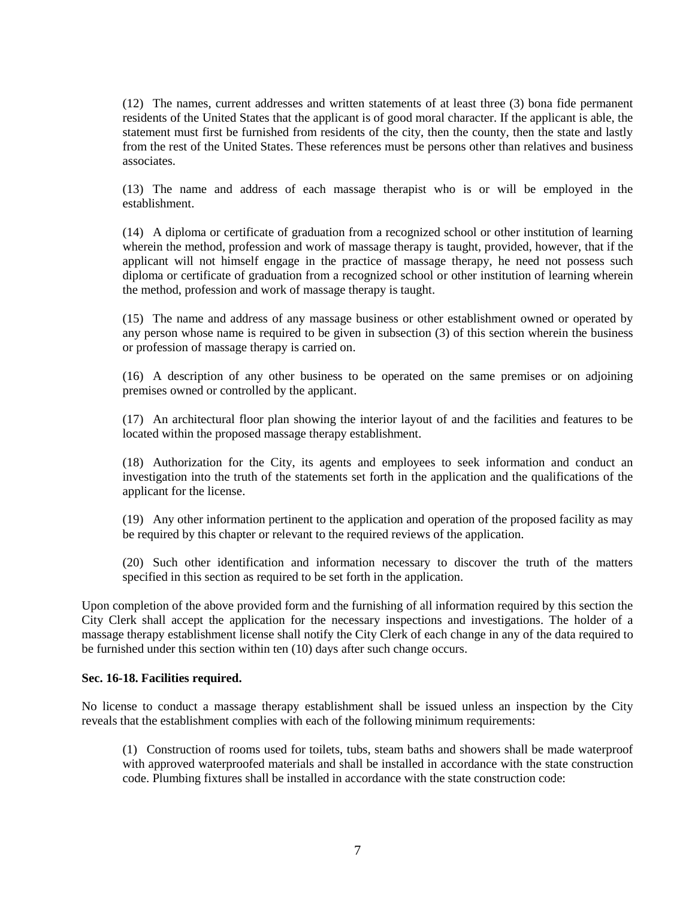(12) The names, current addresses and written statements of at least three (3) bona fide permanent residents of the United States that the applicant is of good moral character. If the applicant is able, the statement must first be furnished from residents of the city, then the county, then the state and lastly from the rest of the United States. These references must be persons other than relatives and business associates.

(13) The name and address of each massage therapist who is or will be employed in the establishment.

(14) A diploma or certificate of graduation from a recognized school or other institution of learning wherein the method, profession and work of massage therapy is taught, provided, however, that if the applicant will not himself engage in the practice of massage therapy, he need not possess such diploma or certificate of graduation from a recognized school or other institution of learning wherein the method, profession and work of massage therapy is taught.

(15) The name and address of any massage business or other establishment owned or operated by any person whose name is required to be given in subsection (3) of this section wherein the business or profession of massage therapy is carried on.

(16) A description of any other business to be operated on the same premises or on adjoining premises owned or controlled by the applicant.

(17) An architectural floor plan showing the interior layout of and the facilities and features to be located within the proposed massage therapy establishment.

(18) Authorization for the City, its agents and employees to seek information and conduct an investigation into the truth of the statements set forth in the application and the qualifications of the applicant for the license.

(19) Any other information pertinent to the application and operation of the proposed facility as may be required by this chapter or relevant to the required reviews of the application.

(20) Such other identification and information necessary to discover the truth of the matters specified in this section as required to be set forth in the application.

Upon completion of the above provided form and the furnishing of all information required by this section the City Clerk shall accept the application for the necessary inspections and investigations. The holder of a massage therapy establishment license shall notify the City Clerk of each change in any of the data required to be furnished under this section within ten (10) days after such change occurs.

**Sec. 16-18. Facilities required.**

No license to conduct a massage therapy establishment shall be issued unless an inspection by the City reveals that the establishment complies with each of the following minimum requirements:

(1) Construction of rooms used for toilets, tubs, steam baths and showers shall be made waterproof with approved waterproofed materials and shall be installed in accordance with the state construction code. Plumbing fixtures shall be installed in accordance with the state construction code: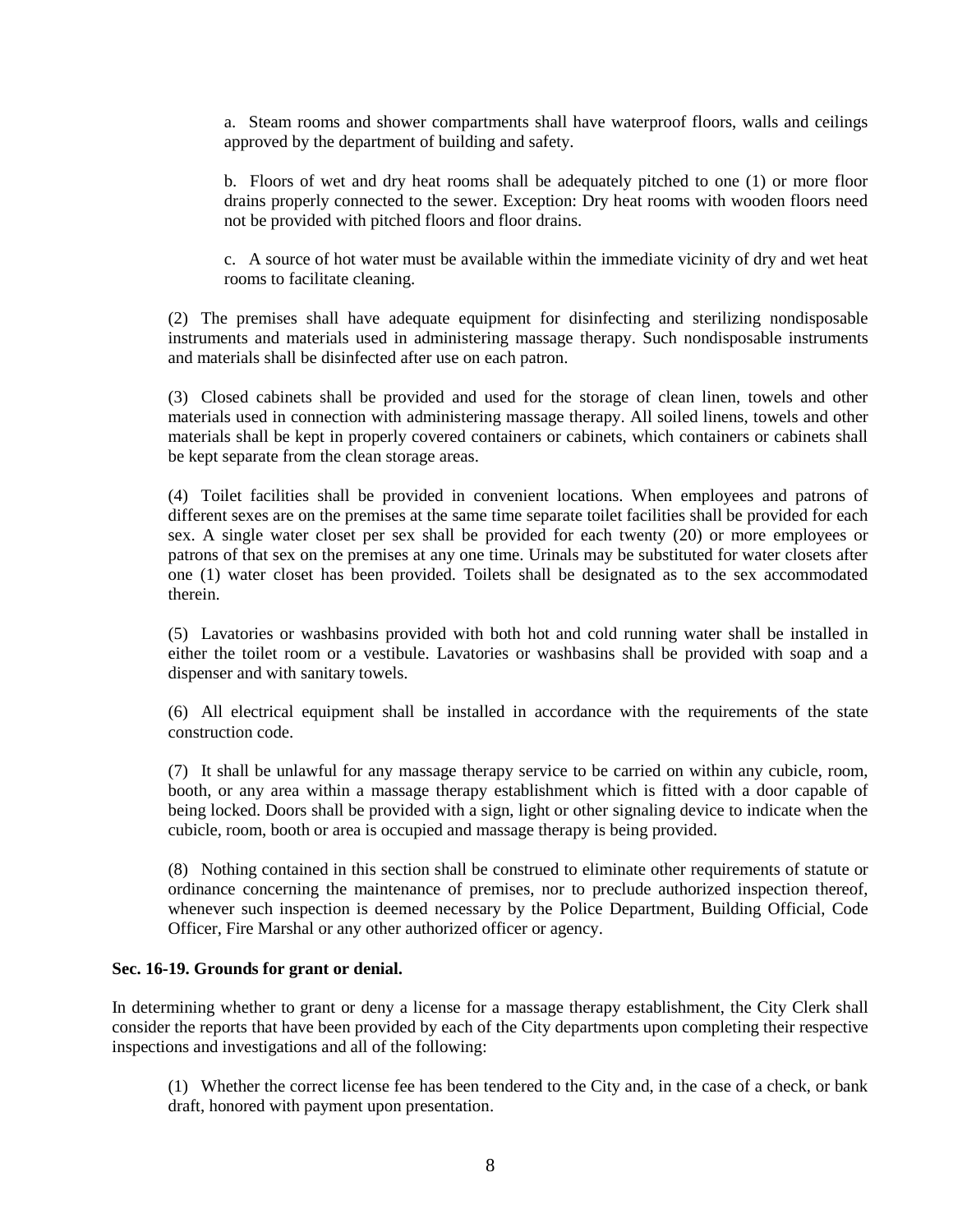a. Steam rooms and shower compartments shall have waterproof floors, walls and ceilings approved by the department of building and safety.

b. Floors of wet and dry heat rooms shall be adequately pitched to one (1) or more floor drains properly connected to the sewer. Exception: Dry heat rooms with wooden floors need not be provided with pitched floors and floor drains.

c. A source of hot water must be available within the immediate vicinity of dry and wet heat rooms to facilitate cleaning.

(2) The premises shall have adequate equipment for disinfecting and sterilizing nondisposable instruments and materials used in administering massage therapy. Such nondisposable instruments and materials shall be disinfected after use on each patron.

(3) Closed cabinets shall be provided and used for the storage of clean linen, towels and other materials used in connection with administering massage therapy. All soiled linens, towels and other materials shall be kept in properly covered containers or cabinets, which containers or cabinets shall be kept separate from the clean storage areas.

(4) Toilet facilities shall be provided in convenient locations. When employees and patrons of different sexes are on the premises at the same time separate toilet facilities shall be provided for each sex. A single water closet per sex shall be provided for each twenty (20) or more employees or patrons of that sex on the premises at any one time. Urinals may be substituted for water closets after one (1) water closet has been provided. Toilets shall be designated as to the sex accommodated therein.

(5) Lavatories or washbasins provided with both hot and cold running water shall be installed in either the toilet room or a vestibule. Lavatories or washbasins shall be provided with soap and a dispenser and with sanitary towels.

(6) All electrical equipment shall be installed in accordance with the requirements of the state construction code.

(7) It shall be unlawful for any massage therapy service to be carried on within any cubicle, room, booth, or any area within a massage therapy establishment which is fitted with a door capable of being locked. Doors shall be provided with a sign, light or other signaling device to indicate when the cubicle, room, booth or area is occupied and massage therapy is being provided.

(8) Nothing contained in this section shall be construed to eliminate other requirements of statute or ordinance concerning the maintenance of premises, nor to preclude authorized inspection thereof, whenever such inspection is deemed necessary by the Police Department, Building Official, Code Officer, Fire Marshal or any other authorized officer or agency.

**Sec. 16-19. Grounds for grant or denial.**

In determining whether to grant or deny a license for a massage therapy establishment, the City Clerk shall consider the reports that have been provided by each of the City departments upon completing their respective inspections and investigations and all of the following:

(1) Whether the correct license fee has been tendered to the City and, in the case of a check, or bank draft, honored with payment upon presentation.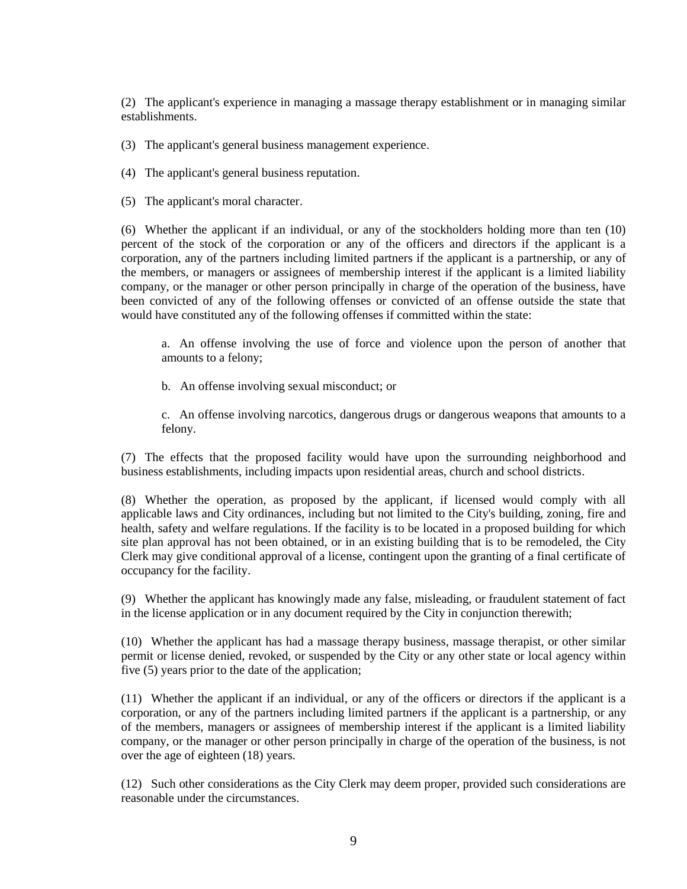(2) The applicant's experience in managing a massage therapy establishment or in managing similar establishments.

(3) The applicant's general business management experience.

(4) The applicant's general business reputation.

(5) The applicant's moral character.

(6) Whether the applicant if an individual, or any of the stockholders holding more than ten (10) percent of the stock of the corporation or any of the officers and directors if the applicant is a corporation, any of the partners including limited partners if the applicant is a partnership, or any of the members, or managers or assignees of membership interest if the applicant is a limited liability company, or the manager or other person principally in charge of the operation of the business, have been convicted of any of the following offenses or convicted of an offense outside the state that would have constituted any of the following offenses if committed within the state:

> a. An offense involving the use of force and violence upon the person of another that amounts to a felony;
>
> b. An offense involving sexual misconduct; or
>
> c. An offense involving narcotics, dangerous drugs or dangerous weapons that amounts to a felony.

(7) The effects that the proposed facility would have upon the surrounding neighborhood and business establishments, including impacts upon residential areas, church and school districts.

(8) Whether the operation, as proposed by the applicant, if licensed would comply with all applicable laws and City ordinances, including but not limited to the City's building, zoning, fire and health, safety and welfare regulations. If the facility is to be located in a proposed building for which site plan approval has not been obtained, or in an existing building that is to be remodeled, the City Clerk may give conditional approval of a license, contingent upon the granting of a final certificate of occupancy for the facility.

(9) Whether the applicant has knowingly made any false, misleading, or fraudulent statement of fact in the license application or in any document required by the City in conjunction therewith;

(10) Whether the applicant has had a massage therapy business, massage therapist, or other similar permit or license denied, revoked, or suspended by the City or any other state or local agency within five (5) years prior to the date of the application;

(11) Whether the applicant if an individual, or any of the officers or directors if the applicant is a corporation, or any of the partners including limited partners if the applicant is a partnership, or any of the members, managers or assignees of membership interest if the applicant is a limited liability company, or the manager or other person principally in charge of the operation of the business, is not over the age of eighteen (18) years.

(12) Such other considerations as the City Clerk may deem proper, provided such considerations are reasonable under the circumstances.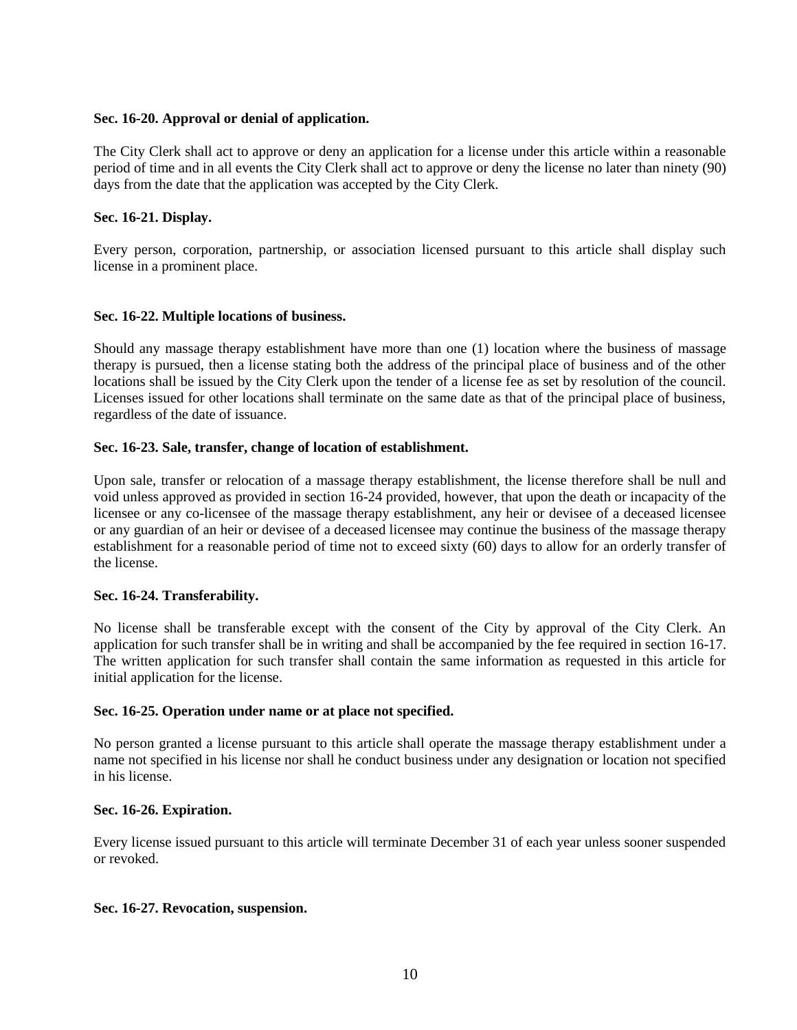**Sec. 16-20. Approval or denial of application.**

The City Clerk shall act to approve or deny an application for a license under this article within a reasonable period of time and in all events the City Clerk shall act to approve or deny the license no later than ninety (90) days from the date that the application was accepted by the City Clerk.

**Sec. 16-21. Display.**

Every person, corporation, partnership, or association licensed pursuant to this article shall display such license in a prominent place.

**Sec. 16-22. Multiple locations of business.**

Should any massage therapy establishment have more than one (1) location where the business of massage therapy is pursued, then a license stating both the address of the principal place of business and of the other locations shall be issued by the City Clerk upon the tender of a license fee as set by resolution of the council. Licenses issued for other locations shall terminate on the same date as that of the principal place of business, regardless of the date of issuance.

**Sec. 16-23. Sale, transfer, change of location of establishment.**

Upon sale, transfer or relocation of a massage therapy establishment, the license therefore shall be null and void unless approved as provided in section 16-24 provided, however, that upon the death or incapacity of the licensee or any co-licensee of the massage therapy establishment, any heir or devisee of a deceased licensee or any guardian of an heir or devisee of a deceased licensee may continue the business of the massage therapy establishment for a reasonable period of time not to exceed sixty (60) days to allow for an orderly transfer of the license.

**Sec. 16-24. Transferability.**

No license shall be transferable except with the consent of the City by approval of the City Clerk. An application for such transfer shall be in writing and shall be accompanied by the fee required in section 16-17. The written application for such transfer shall contain the same information as requested in this article for initial application for the license.

**Sec. 16-25. Operation under name or at place not specified.**

No person granted a license pursuant to this article shall operate the massage therapy establishment under a name not specified in his license nor shall he conduct business under any designation or location not specified in his license.

**Sec. 16-26. Expiration.**

Every license issued pursuant to this article will terminate December 31 of each year unless sooner suspended or revoked.

**Sec. 16-27. Revocation, suspension.**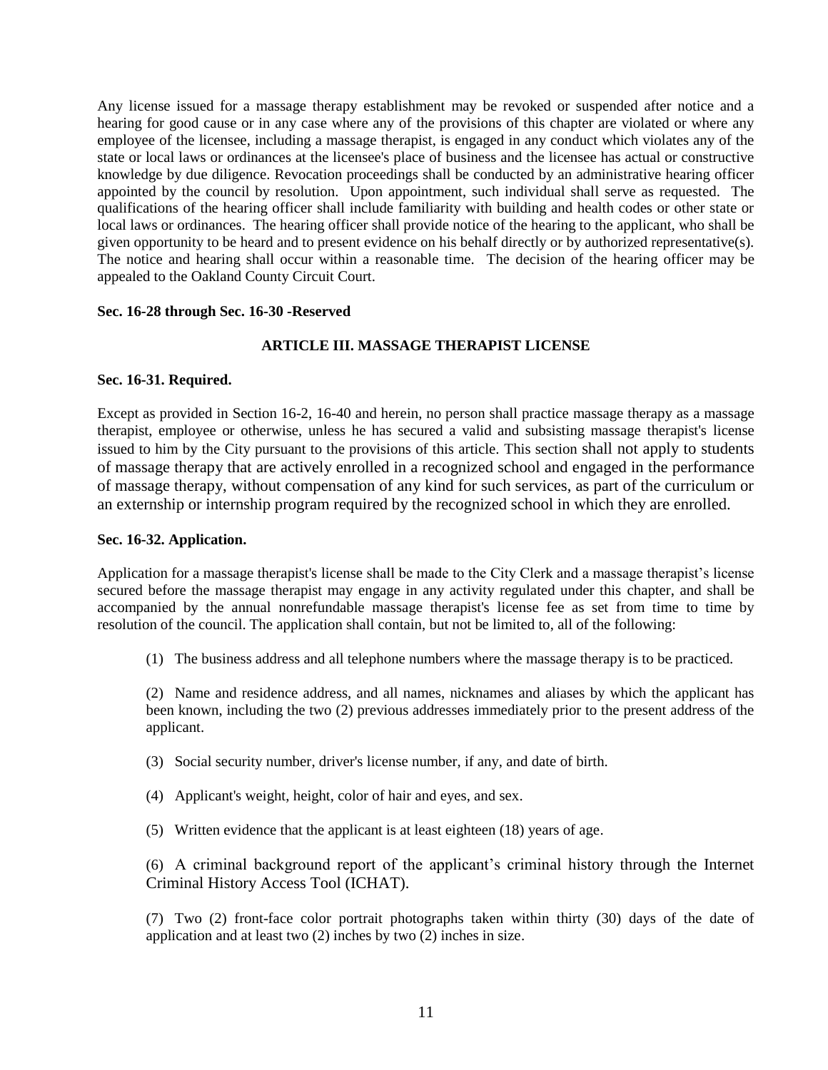Any license issued for a massage therapy establishment may be revoked or suspended after notice and a hearing for good cause or in any case where any of the provisions of this chapter are violated or where any employee of the licensee, including a massage therapist, is engaged in any conduct which violates any of the state or local laws or ordinances at the licensee's place of business and the licensee has actual or constructive knowledge by due diligence. Revocation proceedings shall be conducted by an administrative hearing officer appointed by the council by resolution. Upon appointment, such individual shall serve as requested. The qualifications of the hearing officer shall include familiarity with building and health codes or other state or local laws or ordinances. The hearing officer shall provide notice of the hearing to the applicant, who shall be given opportunity to be heard and to present evidence on his behalf directly or by authorized representative(s). The notice and hearing shall occur within a reasonable time. The decision of the hearing officer may be appealed to the Oakland County Circuit Court.

**Sec. 16-28 through Sec. 16-30 -Reserved**

## ARTICLE III. MASSAGE THERAPIST LICENSE

**Sec. 16-31. Required.**

Except as provided in Section 16-2, 16-40 and herein, no person shall practice massage therapy as a massage therapist, employee or otherwise, unless he has secured a valid and subsisting massage therapist's license issued to him by the City pursuant to the provisions of this article. This section shall not apply to students of massage therapy that are actively enrolled in a recognized school and engaged in the performance of massage therapy, without compensation of any kind for such services, as part of the curriculum or an externship or internship program required by the recognized school in which they are enrolled.

**Sec. 16-32. Application.**

Application for a massage therapist's license shall be made to the City Clerk and a massage therapist's license secured before the massage therapist may engage in any activity regulated under this chapter, and shall be accompanied by the annual nonrefundable massage therapist's license fee as set from time to time by resolution of the council. The application shall contain, but not be limited to, all of the following:

(1) The business address and all telephone numbers where the massage therapy is to be practiced.

(2) Name and residence address, and all names, nicknames and aliases by which the applicant has been known, including the two (2) previous addresses immediately prior to the present address of the applicant.

(3) Social security number, driver's license number, if any, and date of birth.

(4) Applicant's weight, height, color of hair and eyes, and sex.

(5) Written evidence that the applicant is at least eighteen (18) years of age.

(6) A criminal background report of the applicant's criminal history through the Internet Criminal History Access Tool (ICHAT).

(7) Two (2) front-face color portrait photographs taken within thirty (30) days of the date of application and at least two (2) inches by two (2) inches in size.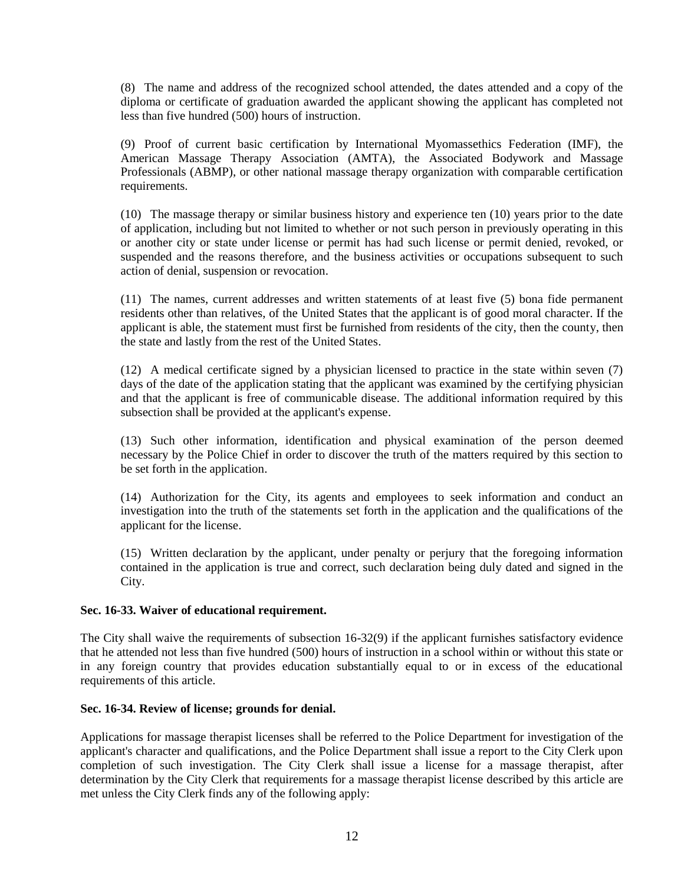(8) The name and address of the recognized school attended, the dates attended and a copy of the diploma or certificate of graduation awarded the applicant showing the applicant has completed not less than five hundred (500) hours of instruction.

(9) Proof of current basic certification by International Myomassethics Federation (IMF), the American Massage Therapy Association (AMTA), the Associated Bodywork and Massage Professionals (ABMP), or other national massage therapy organization with comparable certification requirements.

(10) The massage therapy or similar business history and experience ten (10) years prior to the date of application, including but not limited to whether or not such person in previously operating in this or another city or state under license or permit has had such license or permit denied, revoked, or suspended and the reasons therefore, and the business activities or occupations subsequent to such action of denial, suspension or revocation.

(11) The names, current addresses and written statements of at least five (5) bona fide permanent residents other than relatives, of the United States that the applicant is of good moral character. If the applicant is able, the statement must first be furnished from residents of the city, then the county, then the state and lastly from the rest of the United States.

(12) A medical certificate signed by a physician licensed to practice in the state within seven (7) days of the date of the application stating that the applicant was examined by the certifying physician and that the applicant is free of communicable disease. The additional information required by this subsection shall be provided at the applicant's expense.

(13) Such other information, identification and physical examination of the person deemed necessary by the Police Chief in order to discover the truth of the matters required by this section to be set forth in the application.

(14) Authorization for the City, its agents and employees to seek information and conduct an investigation into the truth of the statements set forth in the application and the qualifications of the applicant for the license.

(15) Written declaration by the applicant, under penalty or perjury that the foregoing information contained in the application is true and correct, such declaration being duly dated and signed in the City.

**Sec. 16-33. Waiver of educational requirement.**

The City shall waive the requirements of subsection 16-32(9) if the applicant furnishes satisfactory evidence that he attended not less than five hundred (500) hours of instruction in a school within or without this state or in any foreign country that provides education substantially equal to or in excess of the educational requirements of this article.

**Sec. 16-34. Review of license; grounds for denial.**

Applications for massage therapist licenses shall be referred to the Police Department for investigation of the applicant's character and qualifications, and the Police Department shall issue a report to the City Clerk upon completion of such investigation. The City Clerk shall issue a license for a massage therapist, after determination by the City Clerk that requirements for a massage therapist license described by this article are met unless the City Clerk finds any of the following apply: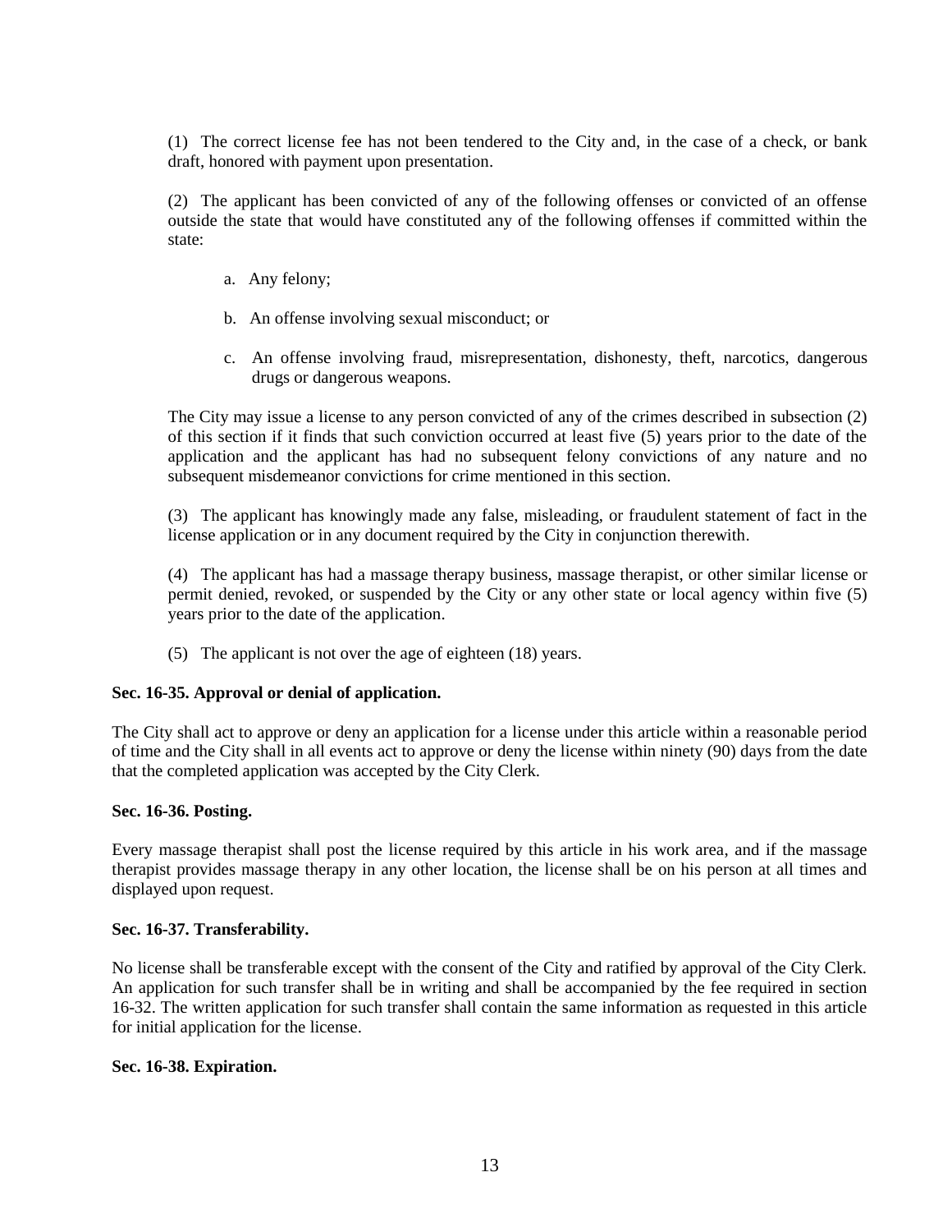(1) The correct license fee has not been tendered to the City and, in the case of a check, or bank draft, honored with payment upon presentation.

(2) The applicant has been convicted of any of the following offenses or convicted of an offense outside the state that would have constituted any of the following offenses if committed within the state:

a. Any felony;

b. An offense involving sexual misconduct; or

c. An offense involving fraud, misrepresentation, dishonesty, theft, narcotics, dangerous drugs or dangerous weapons.

The City may issue a license to any person convicted of any of the crimes described in subsection (2) of this section if it finds that such conviction occurred at least five (5) years prior to the date of the application and the applicant has had no subsequent felony convictions of any nature and no subsequent misdemeanor convictions for crime mentioned in this section.

(3) The applicant has knowingly made any false, misleading, or fraudulent statement of fact in the license application or in any document required by the City in conjunction therewith.

(4) The applicant has had a massage therapy business, massage therapist, or other similar license or permit denied, revoked, or suspended by the City or any other state or local agency within five (5) years prior to the date of the application.

(5) The applicant is not over the age of eighteen (18) years.

**Sec. 16-35. Approval or denial of application.**

The City shall act to approve or deny an application for a license under this article within a reasonable period of time and the City shall in all events act to approve or deny the license within ninety (90) days from the date that the completed application was accepted by the City Clerk.

**Sec. 16-36. Posting.**

Every massage therapist shall post the license required by this article in his work area, and if the massage therapist provides massage therapy in any other location, the license shall be on his person at all times and displayed upon request.

**Sec. 16-37. Transferability.**

No license shall be transferable except with the consent of the City and ratified by approval of the City Clerk. An application for such transfer shall be in writing and shall be accompanied by the fee required in section 16-32. The written application for such transfer shall contain the same information as requested in this article for initial application for the license.

**Sec. 16-38. Expiration.**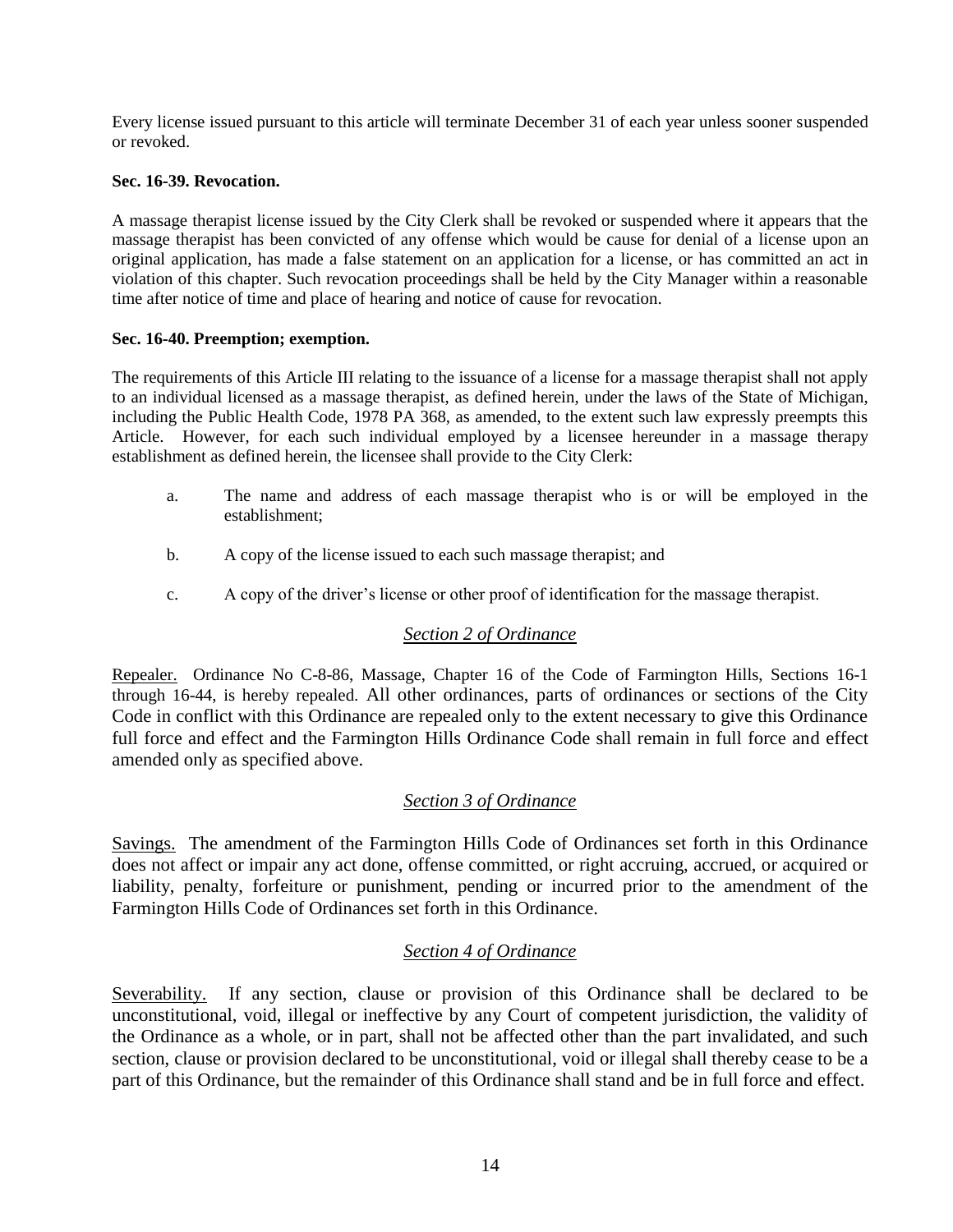Every license issued pursuant to this article will terminate December 31 of each year unless sooner suspended or revoked.

**Sec. 16-39. Revocation.**

A massage therapist license issued by the City Clerk shall be revoked or suspended where it appears that the massage therapist has been convicted of any offense which would be cause for denial of a license upon an original application, has made a false statement on an application for a license, or has committed an act in violation of this chapter. Such revocation proceedings shall be held by the City Manager within a reasonable time after notice of time and place of hearing and notice of cause for revocation.

**Sec. 16-40. Preemption; exemption.**

The requirements of this Article III relating to the issuance of a license for a massage therapist shall not apply to an individual licensed as a massage therapist, as defined herein, under the laws of the State of Michigan, including the Public Health Code, 1978 PA 368, as amended, to the extent such law expressly preempts this Article. However, for each such individual employed by a licensee hereunder in a massage therapy establishment as defined herein, the licensee shall provide to the City Clerk:

a. The name and address of each massage therapist who is or will be employed in the establishment;

b. A copy of the license issued to each such massage therapist; and

c. A copy of the driver's license or other proof of identification for the massage therapist.

## *Section 2 of Ordinance*

Repealer. Ordinance No C-8-86, Massage, Chapter 16 of the Code of Farmington Hills, Sections 16-1 through 16-44, is hereby repealed. All other ordinances, parts of ordinances or sections of the City Code in conflict with this Ordinance are repealed only to the extent necessary to give this Ordinance full force and effect and the Farmington Hills Ordinance Code shall remain in full force and effect amended only as specified above.

## *Section 3 of Ordinance*

Savings. The amendment of the Farmington Hills Code of Ordinances set forth in this Ordinance does not affect or impair any act done, offense committed, or right accruing, accrued, or acquired or liability, penalty, forfeiture or punishment, pending or incurred prior to the amendment of the Farmington Hills Code of Ordinances set forth in this Ordinance.

## *Section 4 of Ordinance*

Severability. If any section, clause or provision of this Ordinance shall be declared to be unconstitutional, void, illegal or ineffective by any Court of competent jurisdiction, the validity of the Ordinance as a whole, or in part, shall not be affected other than the part invalidated, and such section, clause or provision declared to be unconstitutional, void or illegal shall thereby cease to be a part of this Ordinance, but the remainder of this Ordinance shall stand and be in full force and effect.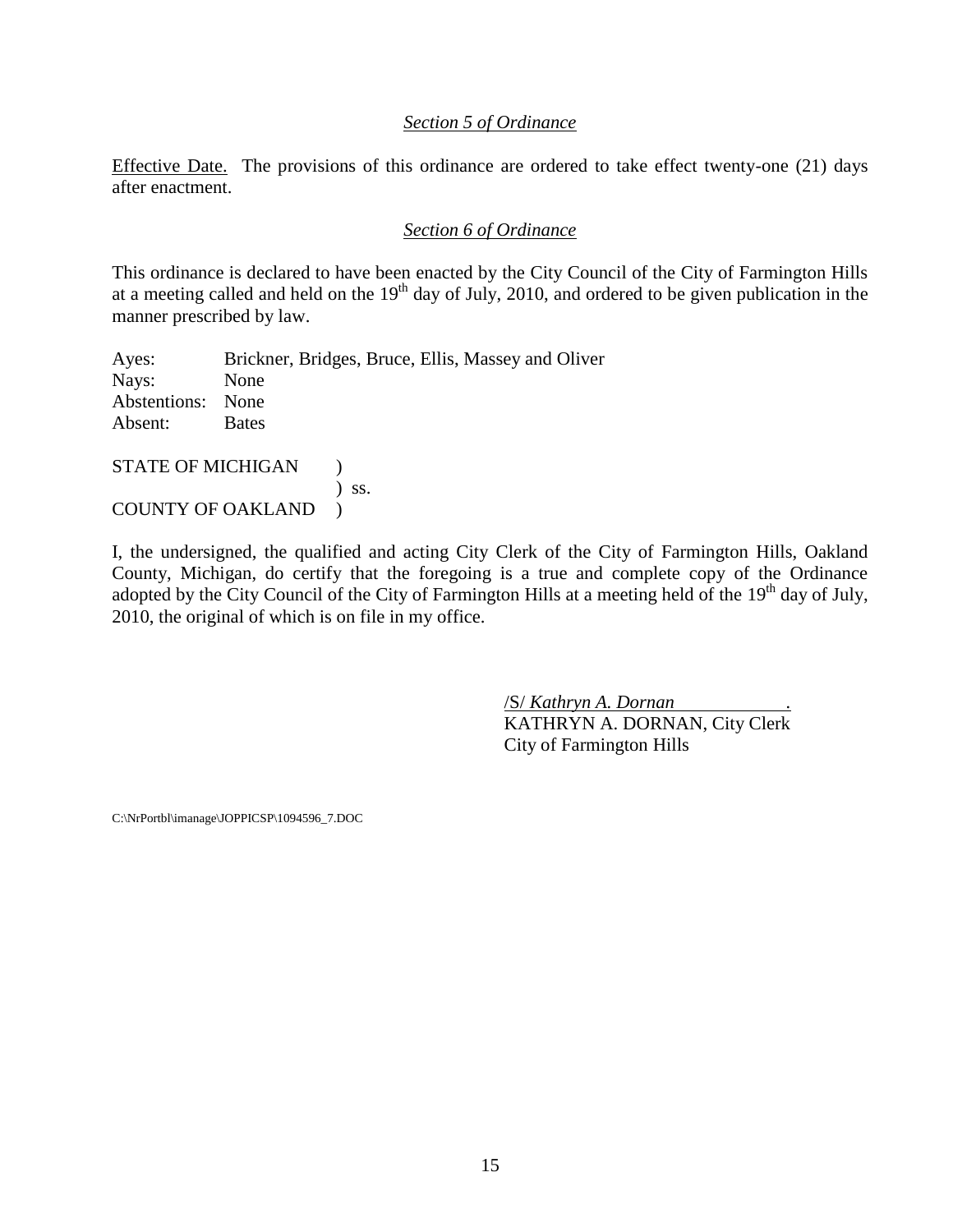*Section 5 of Ordinance*

Effective Date. The provisions of this ordinance are ordered to take effect twenty-one (21) days after enactment.

*Section 6 of Ordinance*

This ordinance is declared to have been enacted by the City Council of the City of Farmington Hills at a meeting called and held on the 19th day of July, 2010, and ordered to be given publication in the manner prescribed by law.

| | |
|---|---|
| Ayes: | Brickner, Bridges, Bruce, Ellis, Massey and Oliver |
| Nays: | None |
| Abstentions: | None |
| Absent: | Bates |

STATE OF MICHIGAN )
) ss.
COUNTY OF OAKLAND )

I, the undersigned, the qualified and acting City Clerk of the City of Farmington Hills, Oakland County, Michigan, do certify that the foregoing is a true and complete copy of the Ordinance adopted by the City Council of the City of Farmington Hills at a meeting held of the 19th day of July, 2010, the original of which is on file in my office.

/S/ *Kathryn A. Dornan* .
KATHRYN A. DORNAN, City Clerk
City of Farmington Hills

C:\NrPortbl\imanage\JOPPICSP\1094596_7.DOC